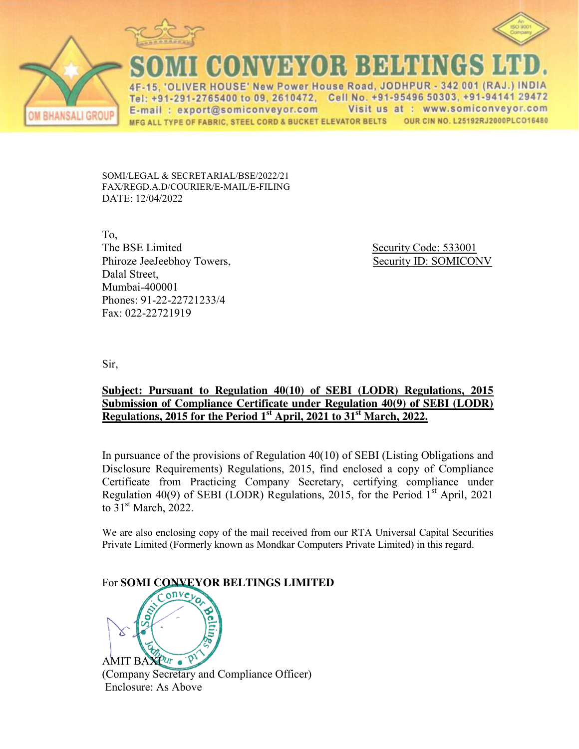# SOMI CONVEYOR BELTINGS LTD.

4F-15, 'OLIVER HOUSE' New Power House Road, JODHPUR - 342 001 (RAJ.) INDIA
Tel: +91-291-2765400 to 09, 2610472, Cell No. +91-95496 50303, +91-94141 29472
E-mail : export@somiconveyor.com Visit us at : www.somiconveyor.com
MFG ALL TYPE OF FABRIC, STEEL CORD & BUCKET ELEVATOR BELTS OUR CIN NO. L25192RJ2000PLC016480

OM BHANSALI GROUP

SOMI/LEGAL & SECRETARIAL/BSE/2022/21
~~FAX/REGD.A.D/COURIER/E-MAIL~~/E-FILING
DATE: 12/04/2022

To,
The BSE Limited
Phiroze JeeJeebhoy Towers,
Dalal Street,
Mumbai-400001
Phones: 91-22-22721233/4
Fax: 022-22721919

Security Code: 533001
Security ID: SOMICONV

Sir,

**Subject: Pursuant to Regulation 40(10) of SEBI (LODR) Regulations, 2015 Submission of Compliance Certificate under Regulation 40(9) of SEBI (LODR) Regulations, 2015 for the Period 1st April, 2021 to 31st March, 2022.**

In pursuance of the provisions of Regulation 40(10) of SEBI (Listing Obligations and Disclosure Requirements) Regulations, 2015, find enclosed a copy of Compliance Certificate from Practicing Company Secretary, certifying compliance under Regulation 40(9) of SEBI (LODR) Regulations, 2015, for the Period 1st April, 2021 to 31st March, 2022.

We are also enclosing copy of the mail received from our RTA Universal Capital Securities Private Limited (Formerly known as Mondkar Computers Private Limited) in this regard.

For **SOMI CONVEYOR BELTINGS LIMITED**

AMIT BAXI
(Company Secretary and Compliance Officer)
Enclosure: As Above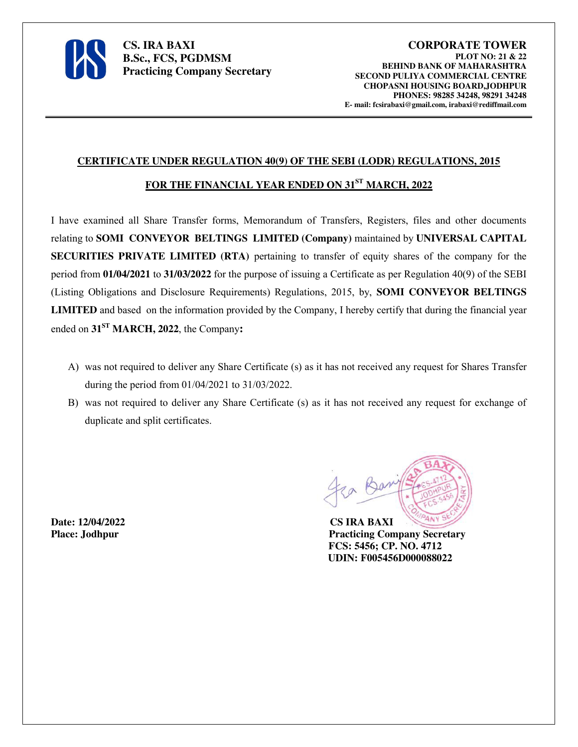**CS. IRA BAXI**
**B.Sc., FCS, PGDMSM**
**Practicing Company Secretary**

**CORPORATE TOWER**
**PLOT NO: 21 & 22**
**BEHIND BANK OF MAHARASHTRA**
**SECOND PULIYA COMMERCIAL CENTRE**
**CHOPASNI HOUSING BOARD,JODHPUR**
**PHONES: 98285 34248, 98291 34248**
**E- mail: fcsirabaxi@gmail.com, irabaxi@rediffmail.com**

---

## CERTIFICATE UNDER REGULATION 40(9) OF THE SEBI (LODR) REGULATIONS, 2015

## FOR THE FINANCIAL YEAR ENDED ON 31ST MARCH, 2022

I have examined all Share Transfer forms, Memorandum of Transfers, Registers, files and other documents relating to **SOMI CONVEYOR BELTINGS LIMITED (Company)** maintained by **UNIVERSAL CAPITAL SECURITIES PRIVATE LIMITED (RTA)** pertaining to transfer of equity shares of the company for the period from **01/04/2021** to **31/03/2022** for the purpose of issuing a Certificate as per Regulation 40(9) of the SEBI (Listing Obligations and Disclosure Requirements) Regulations, 2015, by, **SOMI CONVEYOR BELTINGS LIMITED** and based on the information provided by the Company, I hereby certify that during the financial year ended on **31ST MARCH, 2022**, the Company**:**

A) was not required to deliver any Share Certificate (s) as it has not received any request for Shares Transfer during the period from 01/04/2021 to 31/03/2022.

B) was not required to deliver any Share Certificate (s) as it has not received any request for exchange of duplicate and split certificates.

**Date: 12/04/2022**
**Place: Jodhpur**

**CS IRA BAXI**
**Practicing Company Secretary**
**FCS: 5456; CP. NO. 4712**
**UDIN: F005456D000088022**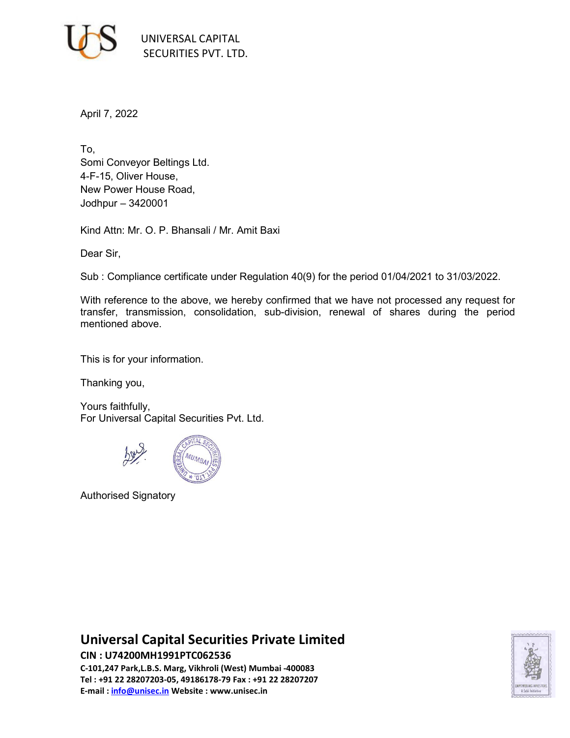UNIVERSAL CAPITAL SECURITIES PVT. LTD.

April 7, 2022

To,
Somi Conveyor Beltings Ltd.
4-F-15, Oliver House,
New Power House Road,
Jodhpur – 3420001

Kind Attn: Mr. O. P. Bhansali / Mr. Amit Baxi

Dear Sir,

Sub : Compliance certificate under Regulation 40(9) for the period 01/04/2021 to 31/03/2022.

With reference to the above, we hereby confirmed that we have not processed any request for transfer, transmission, consolidation, sub-division, renewal of shares during the period mentioned above.

This is for your information.

Thanking you,

Yours faithfully,
For Universal Capital Securities Pvt. Ltd.

Authorised Signatory

**Universal Capital Securities Private Limited**
**CIN : U74200MH1991PTC062536**
**C-101,247 Park,L.B.S. Marg, Vikhroli (West) Mumbai -400083**
**Tel : +91 22 28207203-05, 49186178-79 Fax : +91 22 28207207**
**E-mail : info@unisec.in Website : www.unisec.in**